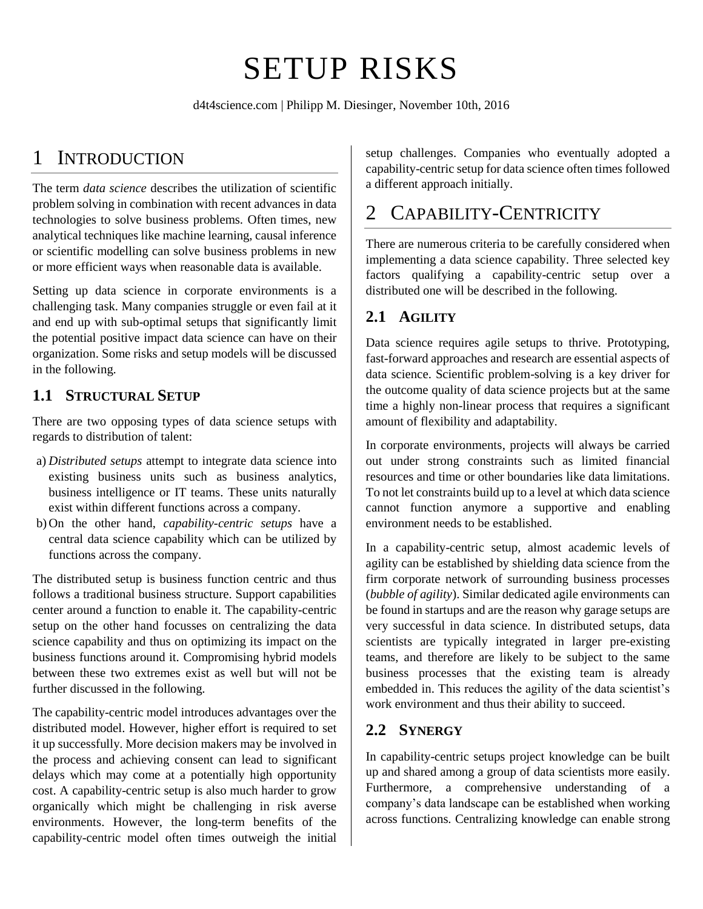# SETUP RISKS

d4t4science.com | Philipp M. Diesinger, November 10th, 2016

## 1 Introduction

The term *data science* describes the utilization of scientific problem solving in combination with recent advances in data technologies to solve business problems. Often times, new analytical techniques like machine learning, causal inference or scientific modelling can solve business problems in new or more efficient ways when reasonable data is available.

Setting up data science in corporate environments is a challenging task. Many companies struggle or even fail at it and end up with sub-optimal setups that significantly limit the potential positive impact data science can have on their organization. Some risks and setup models will be discussed in the following.

### 1.1 Structural Setup

There are two opposing types of data science setups with regards to distribution of talent:

a) *Distributed setups* attempt to integrate data science into existing business units such as business analytics, business intelligence or IT teams. These units naturally exist within different functions across a company.
b) On the other hand, *capability-centric setups* have a central data science capability which can be utilized by functions across the company.

The distributed setup is business function centric and thus follows a traditional business structure. Support capabilities center around a function to enable it. The capability-centric setup on the other hand focusses on centralizing the data science capability and thus on optimizing its impact on the business functions around it. Compromising hybrid models between these two extremes exist as well but will not be further discussed in the following.

The capability-centric model introduces advantages over the distributed model. However, higher effort is required to set it up successfully. More decision makers may be involved in the process and achieving consent can lead to significant delays which may come at a potentially high opportunity cost. A capability-centric setup is also much harder to grow organically which might be challenging in risk averse environments. However, the long-term benefits of the capability-centric model often times outweigh the initial setup challenges. Companies who eventually adopted a capability-centric setup for data science often times followed a different approach initially.

## 2 Capability-Centricity

There are numerous criteria to be carefully considered when implementing a data science capability. Three selected key factors qualifying a capability-centric setup over a distributed one will be described in the following.

### 2.1 Agility

Data science requires agile setups to thrive. Prototyping, fast-forward approaches and research are essential aspects of data science. Scientific problem-solving is a key driver for the outcome quality of data science projects but at the same time a highly non-linear process that requires a significant amount of flexibility and adaptability.

In corporate environments, projects will always be carried out under strong constraints such as limited financial resources and time or other boundaries like data limitations. To not let constraints build up to a level at which data science cannot function anymore a supportive and enabling environment needs to be established.

In a capability-centric setup, almost academic levels of agility can be established by shielding data science from the firm corporate network of surrounding business processes (*bubble of agility*). Similar dedicated agile environments can be found in startups and are the reason why garage setups are very successful in data science. In distributed setups, data scientists are typically integrated in larger pre-existing teams, and therefore are likely to be subject to the same business processes that the existing team is already embedded in. This reduces the agility of the data scientist's work environment and thus their ability to succeed.

### 2.2 Synergy

In capability-centric setups project knowledge can be built up and shared among a group of data scientists more easily. Furthermore, a comprehensive understanding of a company's data landscape can be established when working across functions. Centralizing knowledge can enable strong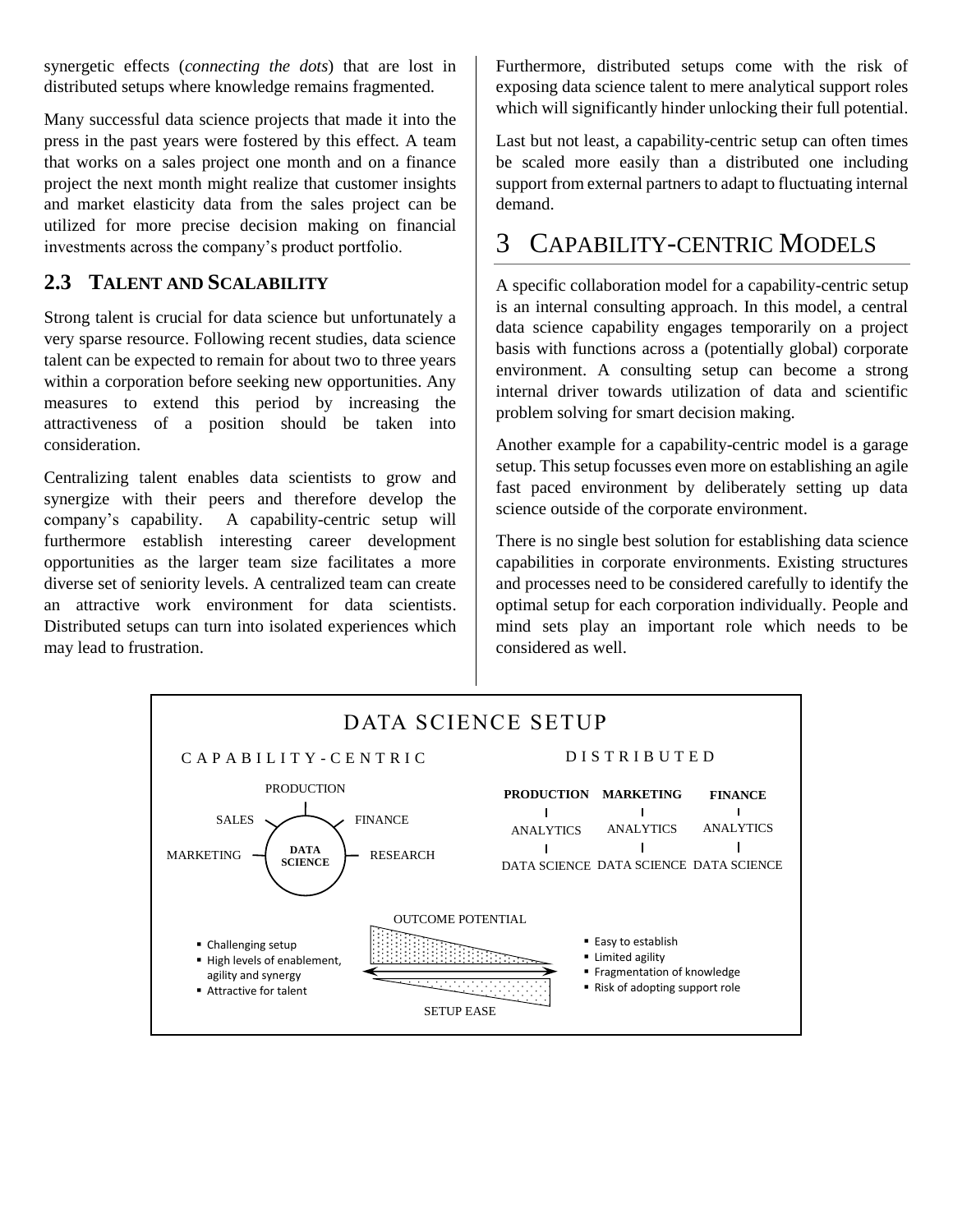synergetic effects (*connecting the dots*) that are lost in distributed setups where knowledge remains fragmented.

Many successful data science projects that made it into the press in the past years were fostered by this effect. A team that works on a sales project one month and on a finance project the next month might realize that customer insights and market elasticity data from the sales project can be utilized for more precise decision making on financial investments across the company's product portfolio.

### 2.3 TALENT AND SCALABILITY

Strong talent is crucial for data science but unfortunately a very sparse resource. Following recent studies, data science talent can be expected to remain for about two to three years within a corporation before seeking new opportunities. Any measures to extend this period by increasing the attractiveness of a position should be taken into consideration.

Centralizing talent enables data scientists to grow and synergize with their peers and therefore develop the company's capability. A capability-centric setup will furthermore establish interesting career development opportunities as the larger team size facilitates a more diverse set of seniority levels. A centralized team can create an attractive work environment for data scientists. Distributed setups can turn into isolated experiences which may lead to frustration.

Furthermore, distributed setups come with the risk of exposing data science talent to mere analytical support roles which will significantly hinder unlocking their full potential.

Last but not least, a capability-centric setup can often times be scaled more easily than a distributed one including support from external partners to adapt to fluctuating internal demand.

## 3 CAPABILITY-CENTRIC MODELS

A specific collaboration model for a capability-centric setup is an internal consulting approach. In this model, a central data science capability engages temporarily on a project basis with functions across a (potentially global) corporate environment. A consulting setup can become a strong internal driver towards utilization of data and scientific problem solving for smart decision making.

Another example for a capability-centric model is a garage setup. This setup focusses even more on establishing an agile fast paced environment by deliberately setting up data science outside of the corporate environment.

There is no single best solution for establishing data science capabilities in corporate environments. Existing structures and processes need to be considered carefully to identify the optimal setup for each corporation individually. People and mind sets play an important role which needs to be considered as well.

DATA SCIENCE SETUP

CAPABILITY-CENTRIC

PRODUCTION

SALES

FINANCE

MARKETING

DATA SCIENCE

RESEARCH

DISTRIBUTED

PRODUCTION — ANALYTICS — DATA SCIENCE

MARKETING — ANALYTICS — DATA SCIENCE

FINANCE — ANALYTICS — DATA SCIENCE

- Challenging setup
- High levels of enablement, agility and synergy
- Attractive for talent

OUTCOME POTENTIAL

SETUP EASE

- Easy to establish
- Limited agility
- Fragmentation of knowledge
- Risk of adopting support role